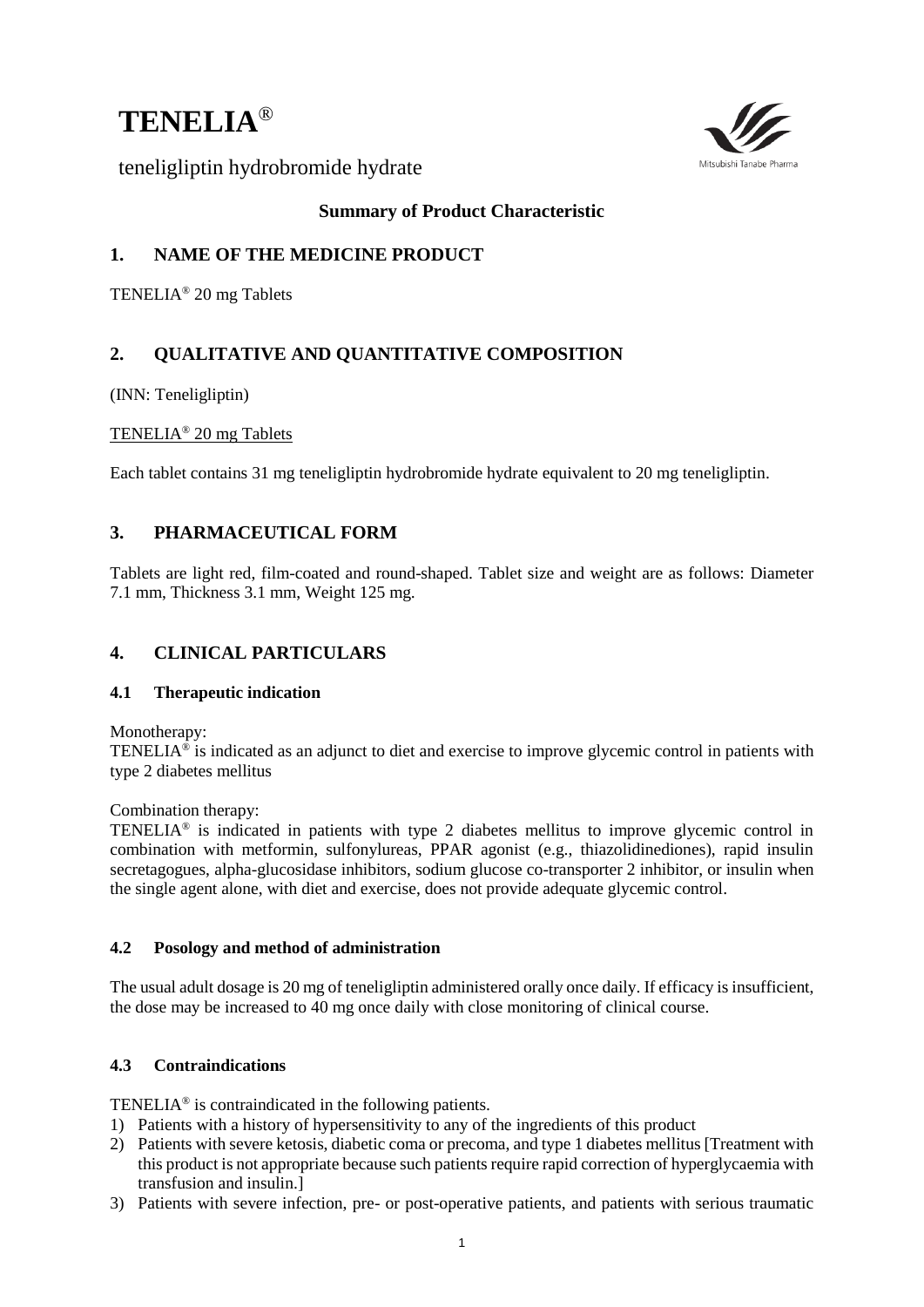# TENELIA®

teneligliptin hydrobromide hydrate

**Summary of Product Characteristic**

## 1. NAME OF THE MEDICINE PRODUCT

TENELIA® 20 mg Tablets

## 2. QUALITATIVE AND QUANTITATIVE COMPOSITION

(INN: Teneligliptin)

TENELIA® 20 mg Tablets

Each tablet contains 31 mg teneligliptin hydrobromide hydrate equivalent to 20 mg teneligliptin.

## 3. PHARMACEUTICAL FORM

Tablets are light red, film-coated and round-shaped. Tablet size and weight are as follows: Diameter 7.1 mm, Thickness 3.1 mm, Weight 125 mg.

## 4. CLINICAL PARTICULARS

### 4.1 Therapeutic indication

Monotherapy:
TENELIA® is indicated as an adjunct to diet and exercise to improve glycemic control in patients with type 2 diabetes mellitus

Combination therapy:
TENELIA® is indicated in patients with type 2 diabetes mellitus to improve glycemic control in combination with metformin, sulfonylureas, PPAR agonist (e.g., thiazolidinediones), rapid insulin secretagogues, alpha-glucosidase inhibitors, sodium glucose co-transporter 2 inhibitor, or insulin when the single agent alone, with diet and exercise, does not provide adequate glycemic control.

### 4.2 Posology and method of administration

The usual adult dosage is 20 mg of teneligliptin administered orally once daily. If efficacy is insufficient, the dose may be increased to 40 mg once daily with close monitoring of clinical course.

### 4.3 Contraindications

TENELIA® is contraindicated in the following patients.

1) Patients with a history of hypersensitivity to any of the ingredients of this product
2) Patients with severe ketosis, diabetic coma or precoma, and type 1 diabetes mellitus [Treatment with this product is not appropriate because such patients require rapid correction of hyperglycaemia with transfusion and insulin.]
3) Patients with severe infection, pre- or post-operative patients, and patients with serious traumatic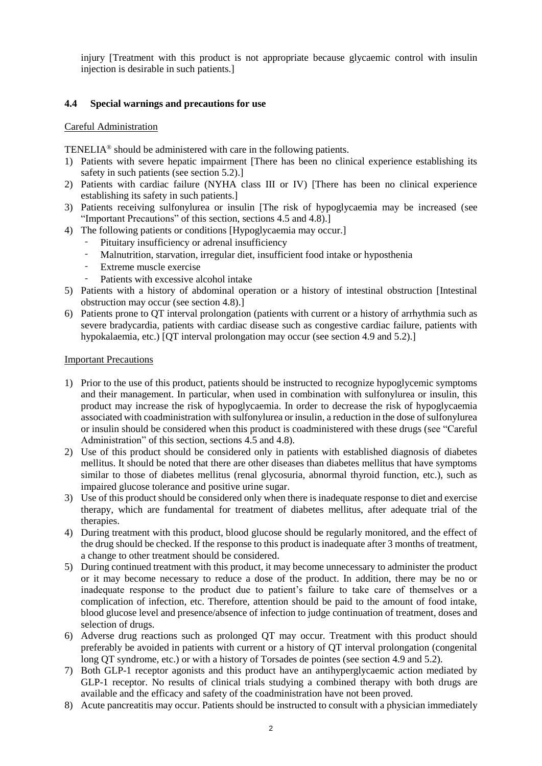injury [Treatment with this product is not appropriate because glycaemic control with insulin injection is desirable in such patients.]

## 4.4 Special warnings and precautions for use

### Careful Administration

TENELIA® should be administered with care in the following patients.

1) Patients with severe hepatic impairment [There has been no clinical experience establishing its safety in such patients (see section 5.2).]
2) Patients with cardiac failure (NYHA class III or IV) [There has been no clinical experience establishing its safety in such patients.]
3) Patients receiving sulfonylurea or insulin [The risk of hypoglycaemia may be increased (see "Important Precautions" of this section, sections 4.5 and 4.8).]
4) The following patients or conditions [Hypoglycaemia may occur.]
   - Pituitary insufficiency or adrenal insufficiency
   - Malnutrition, starvation, irregular diet, insufficient food intake or hyposthenia
   - Extreme muscle exercise
   - Patients with excessive alcohol intake
5) Patients with a history of abdominal operation or a history of intestinal obstruction [Intestinal obstruction may occur (see section 4.8).]
6) Patients prone to QT interval prolongation (patients with current or a history of arrhythmia such as severe bradycardia, patients with cardiac disease such as congestive cardiac failure, patients with hypokalaemia, etc.) [QT interval prolongation may occur (see section 4.9 and 5.2).]

### Important Precautions

1) Prior to the use of this product, patients should be instructed to recognize hypoglycemic symptoms and their management. In particular, when used in combination with sulfonylurea or insulin, this product may increase the risk of hypoglycaemia. In order to decrease the risk of hypoglycaemia associated with coadministration with sulfonylurea or insulin, a reduction in the dose of sulfonylurea or insulin should be considered when this product is coadministered with these drugs (see "Careful Administration" of this section, sections 4.5 and 4.8).
2) Use of this product should be considered only in patients with established diagnosis of diabetes mellitus. It should be noted that there are other diseases than diabetes mellitus that have symptoms similar to those of diabetes mellitus (renal glycosuria, abnormal thyroid function, etc.), such as impaired glucose tolerance and positive urine sugar.
3) Use of this product should be considered only when there is inadequate response to diet and exercise therapy, which are fundamental for treatment of diabetes mellitus, after adequate trial of the therapies.
4) During treatment with this product, blood glucose should be regularly monitored, and the effect of the drug should be checked. If the response to this product is inadequate after 3 months of treatment, a change to other treatment should be considered.
5) During continued treatment with this product, it may become unnecessary to administer the product or it may become necessary to reduce a dose of the product. In addition, there may be no or inadequate response to the product due to patient's failure to take care of themselves or a complication of infection, etc. Therefore, attention should be paid to the amount of food intake, blood glucose level and presence/absence of infection to judge continuation of treatment, doses and selection of drugs.
6) Adverse drug reactions such as prolonged QT may occur. Treatment with this product should preferably be avoided in patients with current or a history of QT interval prolongation (congenital long QT syndrome, etc.) or with a history of Torsades de pointes (see section 4.9 and 5.2).
7) Both GLP-1 receptor agonists and this product have an antihyperglycaemic action mediated by GLP-1 receptor. No results of clinical trials studying a combined therapy with both drugs are available and the efficacy and safety of the coadministration have not been proved.
8) Acute pancreatitis may occur. Patients should be instructed to consult with a physician immediately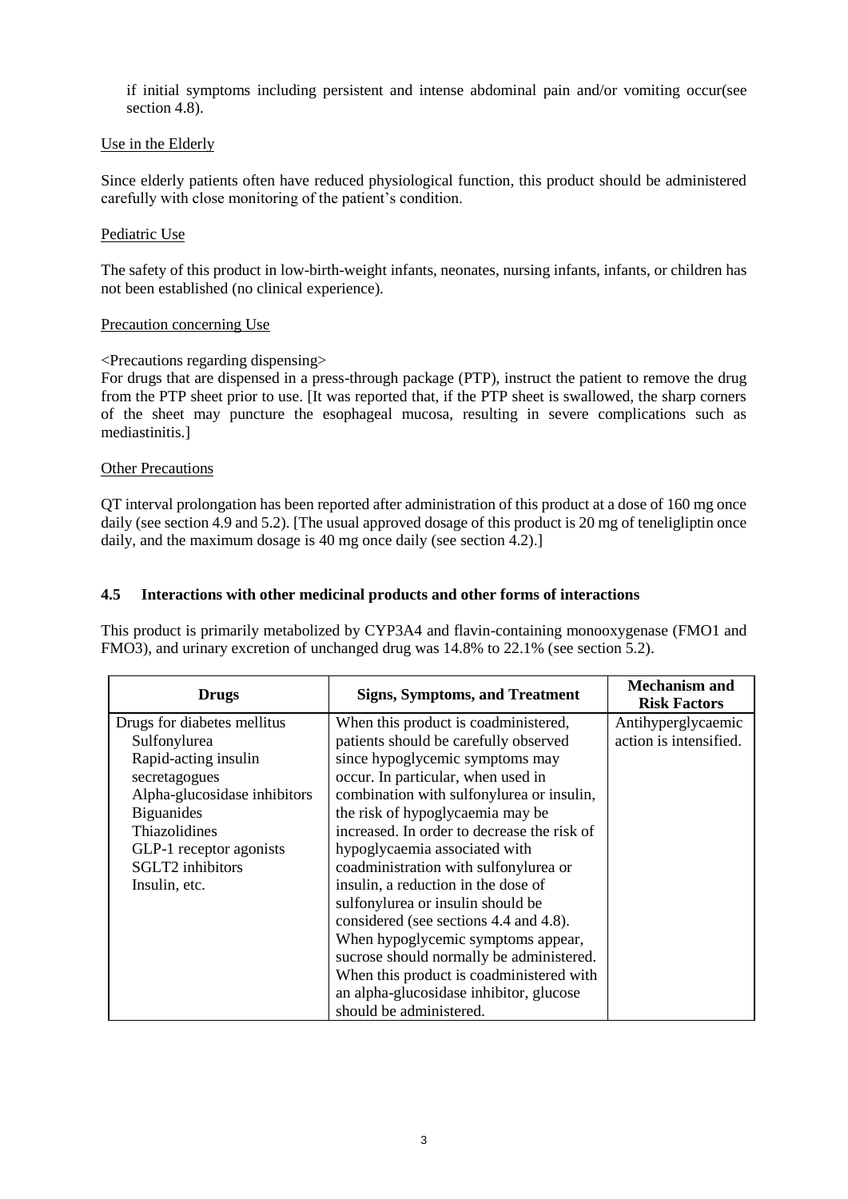if initial symptoms including persistent and intense abdominal pain and/or vomiting occur(see section 4.8).

Use in the Elderly

Since elderly patients often have reduced physiological function, this product should be administered carefully with close monitoring of the patient's condition.

Pediatric Use

The safety of this product in low-birth-weight infants, neonates, nursing infants, infants, or children has not been established (no clinical experience).

Precaution concerning Use

<Precautions regarding dispensing>
For drugs that are dispensed in a press-through package (PTP), instruct the patient to remove the drug from the PTP sheet prior to use. [It was reported that, if the PTP sheet is swallowed, the sharp corners of the sheet may puncture the esophageal mucosa, resulting in severe complications such as mediastinitis.]

Other Precautions

QT interval prolongation has been reported after administration of this product at a dose of 160 mg once daily (see section 4.9 and 5.2). [The usual approved dosage of this product is 20 mg of teneligliptin once daily, and the maximum dosage is 40 mg once daily (see section 4.2).]

### 4.5 Interactions with other medicinal products and other forms of interactions

This product is primarily metabolized by CYP3A4 and flavin-containing monooxygenase (FMO1 and FMO3), and urinary excretion of unchanged drug was 14.8% to 22.1% (see section 5.2).

| Drugs | Signs, Symptoms, and Treatment | Mechanism and Risk Factors |
|---|---|---|
| Drugs for diabetes mellitus<br>Sulfonylurea<br>Rapid-acting insulin secretagogues<br>Alpha-glucosidase inhibitors<br>Biguanides<br>Thiazolidines<br>GLP-1 receptor agonists<br>SGLT2 inhibitors<br>Insulin, etc. | When this product is coadministered, patients should be carefully observed since hypoglycemic symptoms may occur. In particular, when used in combination with sulfonylurea or insulin, the risk of hypoglycaemia may be increased. In order to decrease the risk of hypoglycaemia associated with coadministration with sulfonylurea or insulin, a reduction in the dose of sulfonylurea or insulin should be considered (see sections 4.4 and 4.8).<br>When hypoglycemic symptoms appear, sucrose should normally be administered. When this product is coadministered with an alpha-glucosidase inhibitor, glucose should be administered. | Antihyperglycaemic action is intensified. |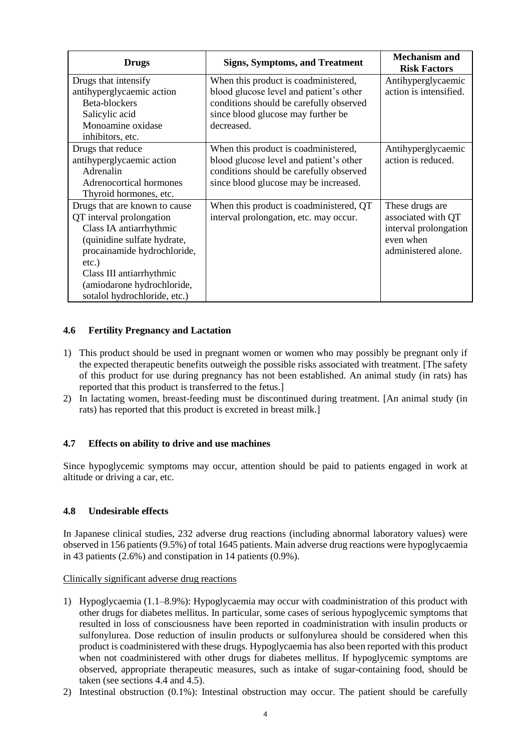| Drugs | Signs, Symptoms, and Treatment | Mechanism and Risk Factors |
|---|---|---|
| Drugs that intensify antihyperglycaemic action<br>Beta-blockers<br>Salicylic acid<br>Monoamine oxidase inhibitors, etc. | When this product is coadministered, blood glucose level and patient's other conditions should be carefully observed since blood glucose may further be decreased. | Antihyperglycaemic action is intensified. |
| Drugs that reduce antihyperglycaemic action<br>Adrenalin<br>Adrenocortical hormones<br>Thyroid hormones, etc. | When this product is coadministered, blood glucose level and patient's other conditions should be carefully observed since blood glucose may be increased. | Antihyperglycaemic action is reduced. |
| Drugs that are known to cause QT interval prolongation<br>Class IA antiarrhythmic (quinidine sulfate hydrate, procainamide hydrochloride, etc.)<br>Class III antiarrhythmic (amiodarone hydrochloride, sotalol hydrochloride, etc.) | When this product is coadministered, QT interval prolongation, etc. may occur. | These drugs are associated with QT interval prolongation even when administered alone. |

### 4.6 Fertility Pregnancy and Lactation

1) This product should be used in pregnant women or women who may possibly be pregnant only if the expected therapeutic benefits outweigh the possible risks associated with treatment. [The safety of this product for use during pregnancy has not been established. An animal study (in rats) has reported that this product is transferred to the fetus.]
2) In lactating women, breast-feeding must be discontinued during treatment. [An animal study (in rats) has reported that this product is excreted in breast milk.]

### 4.7 Effects on ability to drive and use machines

Since hypoglycemic symptoms may occur, attention should be paid to patients engaged in work at altitude or driving a car, etc.

### 4.8 Undesirable effects

In Japanese clinical studies, 232 adverse drug reactions (including abnormal laboratory values) were observed in 156 patients (9.5%) of total 1645 patients. Main adverse drug reactions were hypoglycaemia in 43 patients (2.6%) and constipation in 14 patients (0.9%).

Clinically significant adverse drug reactions

1) Hypoglycaemia (1.1–8.9%): Hypoglycaemia may occur with coadministration of this product with other drugs for diabetes mellitus. In particular, some cases of serious hypoglycemic symptoms that resulted in loss of consciousness have been reported in coadministration with insulin products or sulfonylurea. Dose reduction of insulin products or sulfonylurea should be considered when this product is coadministered with these drugs. Hypoglycaemia has also been reported with this product when not coadministered with other drugs for diabetes mellitus. If hypoglycemic symptoms are observed, appropriate therapeutic measures, such as intake of sugar-containing food, should be taken (see sections 4.4 and 4.5).
2) Intestinal obstruction (0.1%): Intestinal obstruction may occur. The patient should be carefully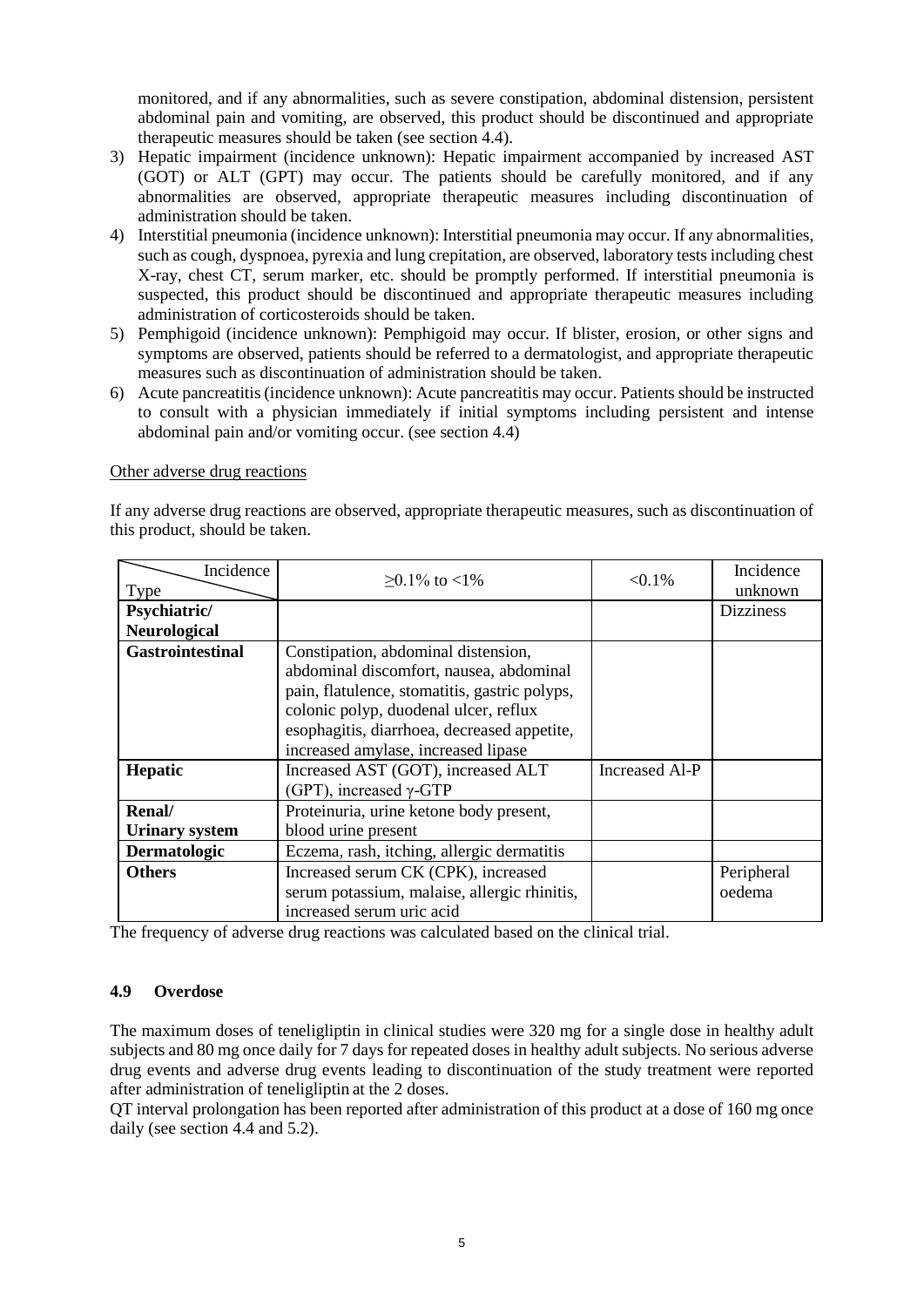monitored, and if any abnormalities, such as severe constipation, abdominal distension, persistent abdominal pain and vomiting, are observed, this product should be discontinued and appropriate therapeutic measures should be taken (see section 4.4).

3) Hepatic impairment (incidence unknown): Hepatic impairment accompanied by increased AST (GOT) or ALT (GPT) may occur. The patients should be carefully monitored, and if any abnormalities are observed, appropriate therapeutic measures including discontinuation of administration should be taken.
4) Interstitial pneumonia (incidence unknown): Interstitial pneumonia may occur. If any abnormalities, such as cough, dyspnoea, pyrexia and lung crepitation, are observed, laboratory tests including chest X-ray, chest CT, serum marker, etc. should be promptly performed. If interstitial pneumonia is suspected, this product should be discontinued and appropriate therapeutic measures including administration of corticosteroids should be taken.
5) Pemphigoid (incidence unknown): Pemphigoid may occur. If blister, erosion, or other signs and symptoms are observed, patients should be referred to a dermatologist, and appropriate therapeutic measures such as discontinuation of administration should be taken.
6) Acute pancreatitis (incidence unknown): Acute pancreatitis may occur. Patients should be instructed to consult with a physician immediately if initial symptoms including persistent and intense abdominal pain and/or vomiting occur. (see section 4.4)

Other adverse drug reactions

If any adverse drug reactions are observed, appropriate therapeutic measures, such as discontinuation of this product, should be taken.

| Type \ Incidence | ≥0.1% to <1% | <0.1% | Incidence unknown |
|---|---|---|---|
| **Psychiatric/ Neurological** | | | Dizziness |
| **Gastrointestinal** | Constipation, abdominal distension, abdominal discomfort, nausea, abdominal pain, flatulence, stomatitis, gastric polyps, colonic polyp, duodenal ulcer, reflux esophagitis, diarrhoea, decreased appetite, increased amylase, increased lipase | | |
| **Hepatic** | Increased AST (GOT), increased ALT (GPT), increased γ-GTP | Increased Al-P | |
| **Renal/ Urinary system** | Proteinuria, urine ketone body present, blood urine present | | |
| **Dermatologic** | Eczema, rash, itching, allergic dermatitis | | |
| **Others** | Increased serum CK (CPK), increased serum potassium, malaise, allergic rhinitis, increased serum uric acid | | Peripheral oedema |

The frequency of adverse drug reactions was calculated based on the clinical trial.

### 4.9 Overdose

The maximum doses of teneligliptin in clinical studies were 320 mg for a single dose in healthy adult subjects and 80 mg once daily for 7 days for repeated doses in healthy adult subjects. No serious adverse drug events and adverse drug events leading to discontinuation of the study treatment were reported after administration of teneligliptin at the 2 doses.

QT interval prolongation has been reported after administration of this product at a dose of 160 mg once daily (see section 4.4 and 5.2).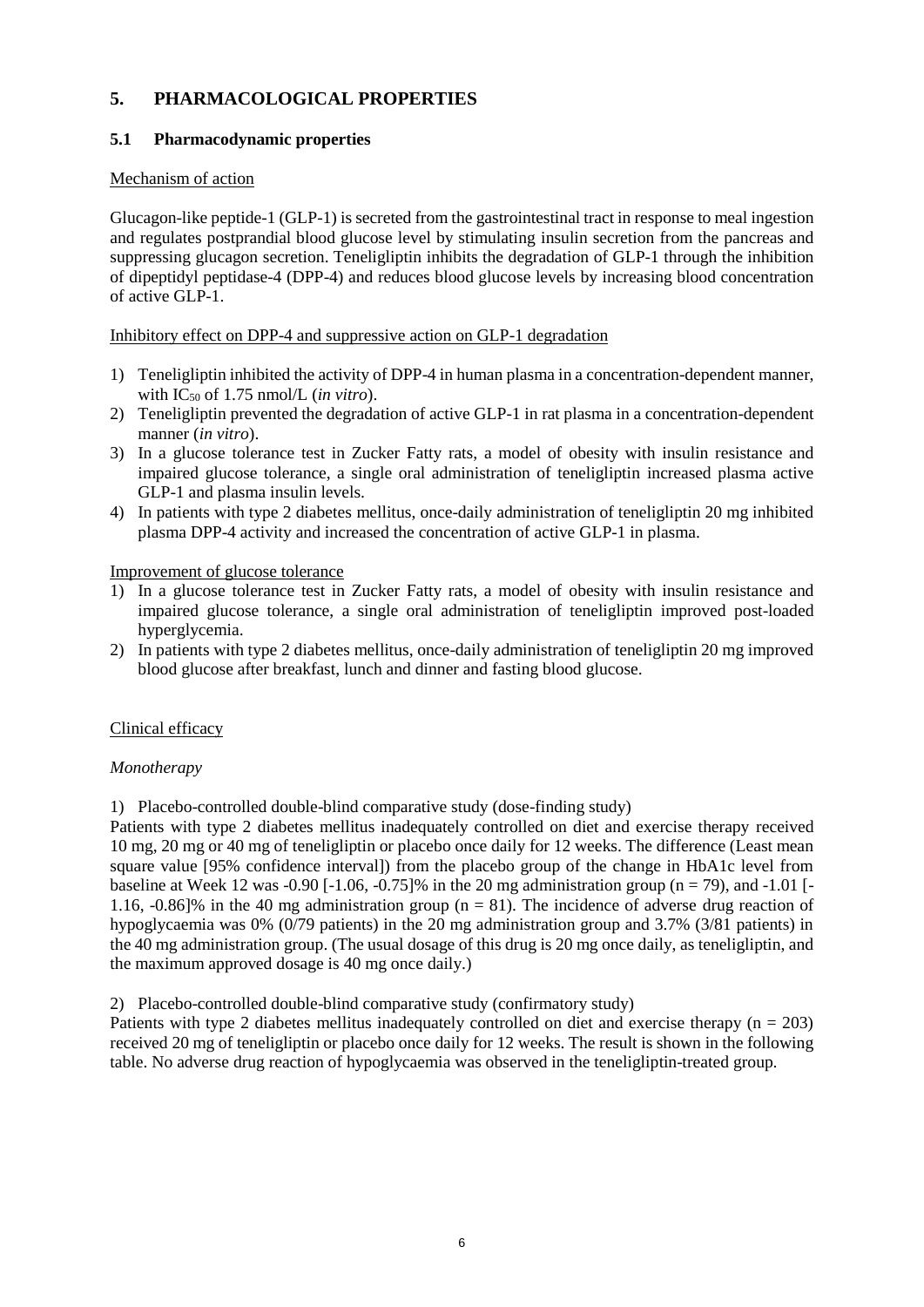# 5. PHARMACOLOGICAL PROPERTIES

## 5.1 Pharmacodynamic properties

Mechanism of action

Glucagon-like peptide-1 (GLP-1) is secreted from the gastrointestinal tract in response to meal ingestion and regulates postprandial blood glucose level by stimulating insulin secretion from the pancreas and suppressing glucagon secretion. Teneligliptin inhibits the degradation of GLP-1 through the inhibition of dipeptidyl peptidase-4 (DPP-4) and reduces blood glucose levels by increasing blood concentration of active GLP-1.

Inhibitory effect on DPP-4 and suppressive action on GLP-1 degradation

1) Teneligliptin inhibited the activity of DPP-4 in human plasma in a concentration-dependent manner, with $IC_{50}$ of 1.75 nmol/L (*in vitro*).
2) Teneligliptin prevented the degradation of active GLP-1 in rat plasma in a concentration-dependent manner (*in vitro*).
3) In a glucose tolerance test in Zucker Fatty rats, a model of obesity with insulin resistance and impaired glucose tolerance, a single oral administration of teneligliptin increased plasma active GLP-1 and plasma insulin levels.
4) In patients with type 2 diabetes mellitus, once-daily administration of teneligliptin 20 mg inhibited plasma DPP-4 activity and increased the concentration of active GLP-1 in plasma.

Improvement of glucose tolerance

1) In a glucose tolerance test in Zucker Fatty rats, a model of obesity with insulin resistance and impaired glucose tolerance, a single oral administration of teneligliptin improved post-loaded hyperglycemia.
2) In patients with type 2 diabetes mellitus, once-daily administration of teneligliptin 20 mg improved blood glucose after breakfast, lunch and dinner and fasting blood glucose.

Clinical efficacy

*Monotherapy*

1) Placebo-controlled double-blind comparative study (dose-finding study)

Patients with type 2 diabetes mellitus inadequately controlled on diet and exercise therapy received 10 mg, 20 mg or 40 mg of teneligliptin or placebo once daily for 12 weeks. The difference (Least mean square value [95% confidence interval]) from the placebo group of the change in HbA1c level from baseline at Week 12 was -0.90 [-1.06, -0.75]% in the 20 mg administration group (n = 79), and -1.01 [-1.16, -0.86]% in the 40 mg administration group (n = 81). The incidence of adverse drug reaction of hypoglycaemia was 0% (0/79 patients) in the 20 mg administration group and 3.7% (3/81 patients) in the 40 mg administration group. (The usual dosage of this drug is 20 mg once daily, as teneligliptin, and the maximum approved dosage is 40 mg once daily.)

2) Placebo-controlled double-blind comparative study (confirmatory study)

Patients with type 2 diabetes mellitus inadequately controlled on diet and exercise therapy (n = 203) received 20 mg of teneligliptin or placebo once daily for 12 weeks. The result is shown in the following table. No adverse drug reaction of hypoglycaemia was observed in the teneligliptin-treated group.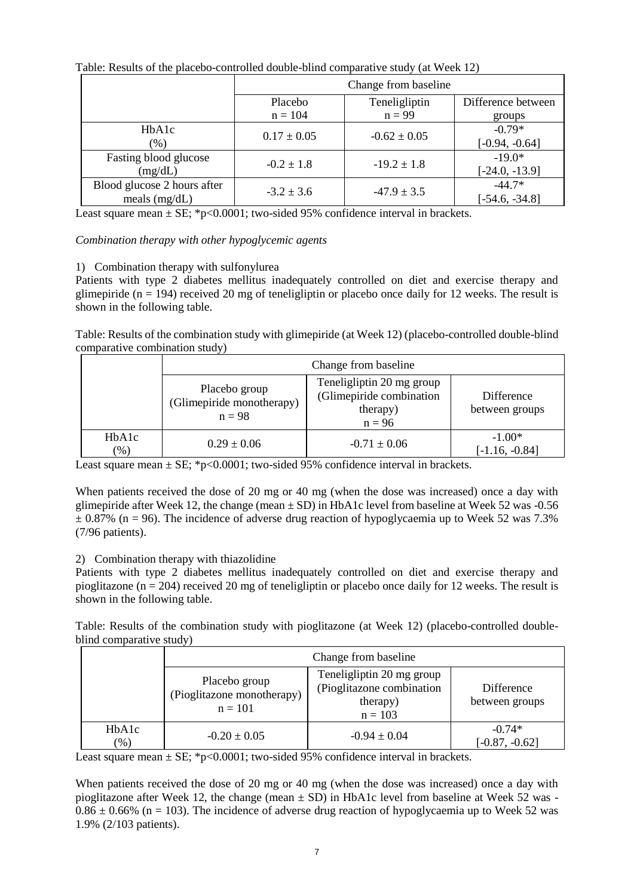Table: Results of the placebo-controlled double-blind comparative study (at Week 12)

| | Change from baseline | | |
|---|---|---|---|
| | Placebo n = 104 | Teneligliptin n = 99 | Difference between groups |
| HbA1c (%) | 0.17 ± 0.05 | -0.62 ± 0.05 | -0.79* [-0.94, -0.64] |
| Fasting blood glucose (mg/dL) | -0.2 ± 1.8 | -19.2 ± 1.8 | -19.0* [-24.0, -13.9] |
| Blood glucose 2 hours after meals (mg/dL) | -3.2 ± 3.6 | -47.9 ± 3.5 | -44.7* [-54.6, -34.8] |

Least square mean ± SE; *p<0.0001; two-sided 95% confidence interval in brackets.

*Combination therapy with other hypoglycemic agents*

1) Combination therapy with sulfonylurea

Patients with type 2 diabetes mellitus inadequately controlled on diet and exercise therapy and glimepiride (n = 194) received 20 mg of teneligliptin or placebo once daily for 12 weeks. The result is shown in the following table.

Table: Results of the combination study with glimepiride (at Week 12) (placebo-controlled double-blind comparative combination study)

| | Change from baseline | | |
|---|---|---|---|
| | Placebo group (Glimepiride monotherapy) n = 98 | Teneligliptin 20 mg group (Glimepiride combination therapy) n = 96 | Difference between groups |
| HbA1c (%) | 0.29 ± 0.06 | -0.71 ± 0.06 | -1.00* [-1.16, -0.84] |

Least square mean ± SE; *p<0.0001; two-sided 95% confidence interval in brackets.

When patients received the dose of 20 mg or 40 mg (when the dose was increased) once a day with glimepiride after Week 12, the change (mean ± SD) in HbA1c level from baseline at Week 52 was -0.56 ± 0.87% (n = 96). The incidence of adverse drug reaction of hypoglycaemia up to Week 52 was 7.3% (7/96 patients).

2) Combination therapy with thiazolidine

Patients with type 2 diabetes mellitus inadequately controlled on diet and exercise therapy and pioglitazone (n = 204) received 20 mg of teneligliptin or placebo once daily for 12 weeks. The result is shown in the following table.

Table: Results of the combination study with pioglitazone (at Week 12) (placebo-controlled double-blind comparative study)

| | Change from baseline | | |
|---|---|---|---|
| | Placebo group (Pioglitazone monotherapy) n = 101 | Teneligliptin 20 mg group (Pioglitazone combination therapy) n = 103 | Difference between groups |
| HbA1c (%) | -0.20 ± 0.05 | -0.94 ± 0.04 | -0.74* [-0.87, -0.62] |

Least square mean ± SE; *p<0.0001; two-sided 95% confidence interval in brackets.

When patients received the dose of 20 mg or 40 mg (when the dose was increased) once a day with pioglitazone after Week 12, the change (mean ± SD) in HbA1c level from baseline at Week 52 was -0.86 ± 0.66% (n = 103). The incidence of adverse drug reaction of hypoglycaemia up to Week 52 was 1.9% (2/103 patients).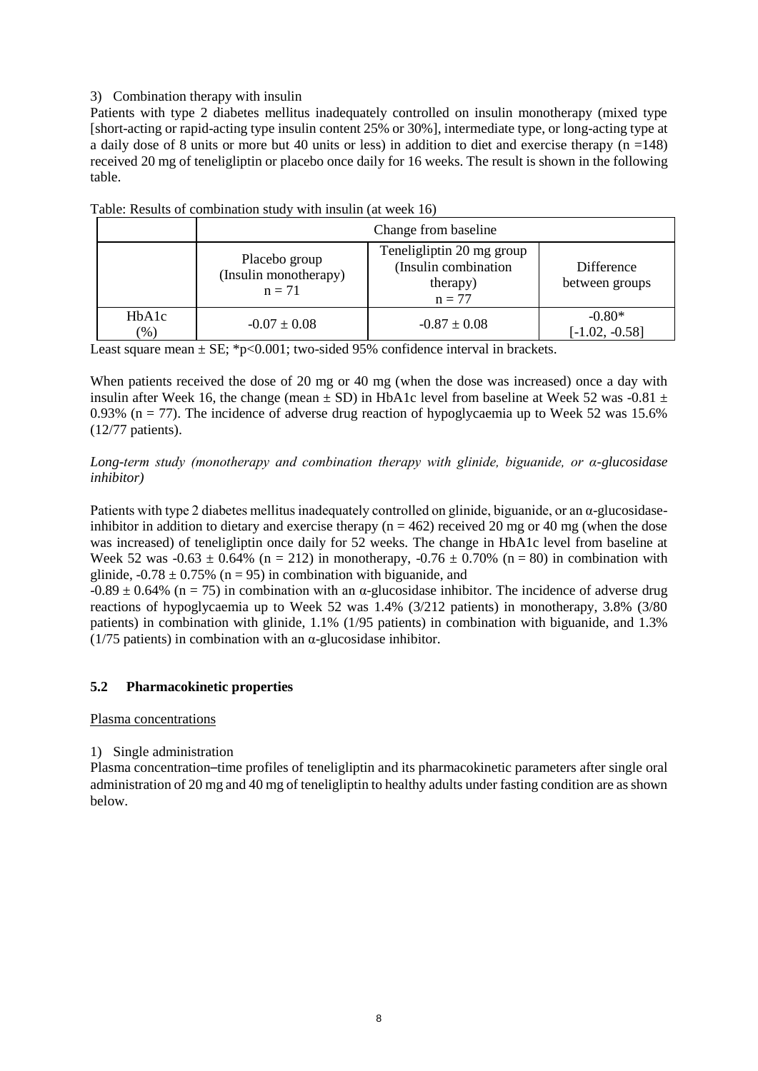3) Combination therapy with insulin

Patients with type 2 diabetes mellitus inadequately controlled on insulin monotherapy (mixed type [short-acting or rapid-acting type insulin content 25% or 30%], intermediate type, or long-acting type at a daily dose of 8 units or more but 40 units or less) in addition to diet and exercise therapy (n =148) received 20 mg of teneligliptin or placebo once daily for 16 weeks. The result is shown in the following table.

Table: Results of combination study with insulin (at week 16)

| | Change from baseline | | |
|---|---|---|---|
| | Placebo group (Insulin monotherapy) n = 71 | Teneligliptin 20 mg group (Insulin combination therapy) n = 77 | Difference between groups |
| HbA1c (%) | -0.07 ± 0.08 | -0.87 ± 0.08 | -0.80* [-1.02, -0.58] |

Least square mean ± SE; *p<0.001; two-sided 95% confidence interval in brackets.

When patients received the dose of 20 mg or 40 mg (when the dose was increased) once a day with insulin after Week 16, the change (mean ± SD) in HbA1c level from baseline at Week 52 was -0.81 ± 0.93% (n = 77). The incidence of adverse drug reaction of hypoglycaemia up to Week 52 was 15.6% (12/77 patients).

*Long-term study (monotherapy and combination therapy with glinide, biguanide, or α-glucosidase inhibitor)*

Patients with type 2 diabetes mellitus inadequately controlled on glinide, biguanide, or an α-glucosidase-inhibitor in addition to dietary and exercise therapy (n = 462) received 20 mg or 40 mg (when the dose was increased) of teneligliptin once daily for 52 weeks. The change in HbA1c level from baseline at Week 52 was -0.63 ± 0.64% (n = 212) in monotherapy, -0.76 ± 0.70% (n = 80) in combination with glinide, -0.78 ± 0.75% (n = 95) in combination with biguanide, and -0.89 ± 0.64% (n = 75) in combination with an α-glucosidase inhibitor. The incidence of adverse drug reactions of hypoglycaemia up to Week 52 was 1.4% (3/212 patients) in monotherapy, 3.8% (3/80 patients) in combination with glinide, 1.1% (1/95 patients) in combination with biguanide, and 1.3% (1/75 patients) in combination with an α-glucosidase inhibitor.

## 5.2 Pharmacokinetic properties

Plasma concentrations

1) Single administration

Plasma concentration–time profiles of teneligliptin and its pharmacokinetic parameters after single oral administration of 20 mg and 40 mg of teneligliptin to healthy adults under fasting condition are as shown below.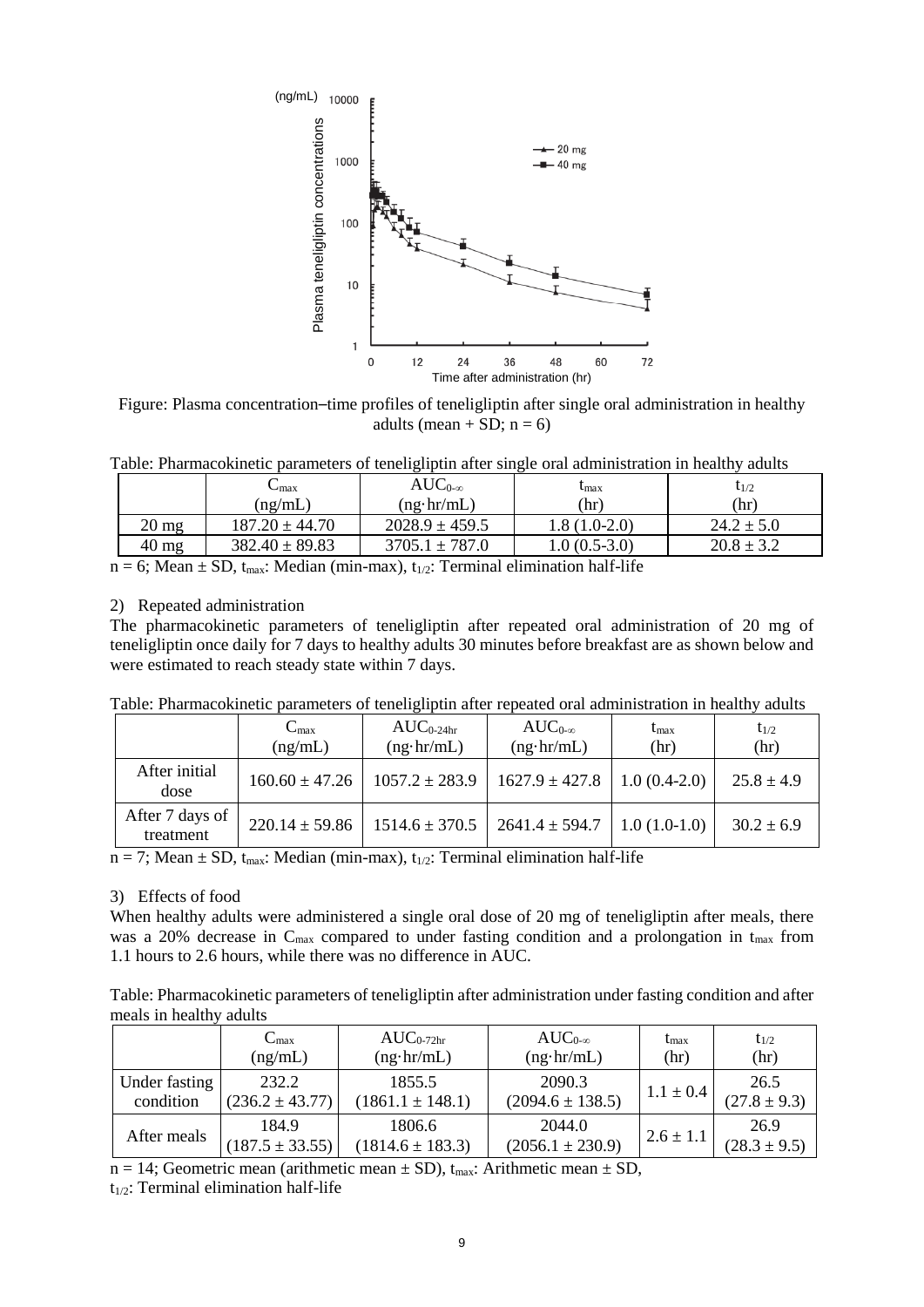Figure: Plasma concentration–time profiles of teneligliptin after single oral administration in healthy adults (mean + SD; n = 6)

Table: Pharmacokinetic parameters of teneligliptin after single oral administration in healthy adults

| | $C_{max}$ (ng/mL) | $AUC_{0-\infty}$ (ng·hr/mL) | $t_{max}$ (hr) | $t_{1/2}$ (hr) |
|---|---|---|---|---|
| 20 mg | 187.20 ± 44.70 | 2028.9 ± 459.5 | 1.8 (1.0-2.0) | 24.2 ± 5.0 |
| 40 mg | 382.40 ± 89.83 | 3705.1 ± 787.0 | 1.0 (0.5-3.0) | 20.8 ± 3.2 |

n = 6; Mean ± SD, $t_{max}$: Median (min-max), $t_{1/2}$: Terminal elimination half-life

2) Repeated administration

The pharmacokinetic parameters of teneligliptin after repeated oral administration of 20 mg of teneligliptin once daily for 7 days to healthy adults 30 minutes before breakfast are as shown below and were estimated to reach steady state within 7 days.

Table: Pharmacokinetic parameters of teneligliptin after repeated oral administration in healthy adults

| | $C_{max}$ (ng/mL) | $AUC_{0-24hr}$ (ng·hr/mL) | $AUC_{0-\infty}$ (ng·hr/mL) | $t_{max}$ (hr) | $t_{1/2}$ (hr) |
|---|---|---|---|---|---|
| After initial dose | 160.60 ± 47.26 | 1057.2 ± 283.9 | 1627.9 ± 427.8 | 1.0 (0.4-2.0) | 25.8 ± 4.9 |
| After 7 days of treatment | 220.14 ± 59.86 | 1514.6 ± 370.5 | 2641.4 ± 594.7 | 1.0 (1.0-1.0) | 30.2 ± 6.9 |

n = 7; Mean ± SD, $t_{max}$: Median (min-max), $t_{1/2}$: Terminal elimination half-life

3) Effects of food

When healthy adults were administered a single oral dose of 20 mg of teneligliptin after meals, there was a 20% decrease in $C_{max}$ compared to under fasting condition and a prolongation in $t_{max}$ from 1.1 hours to 2.6 hours, while there was no difference in AUC.

Table: Pharmacokinetic parameters of teneligliptin after administration under fasting condition and after meals in healthy adults

| | $C_{max}$ (ng/mL) | $AUC_{0-72hr}$ (ng·hr/mL) | $AUC_{0-\infty}$ (ng·hr/mL) | $t_{max}$ (hr) | $t_{1/2}$ (hr) |
|---|---|---|---|---|---|
| Under fasting condition | 232.2 (236.2 ± 43.77) | 1855.5 (1861.1 ± 148.1) | 2090.3 (2094.6 ± 138.5) | 1.1 ± 0.4 | 26.5 (27.8 ± 9.3) |
| After meals | 184.9 (187.5 ± 33.55) | 1806.6 (1814.6 ± 183.3) | 2044.0 (2056.1 ± 230.9) | 2.6 ± 1.1 | 26.9 (28.3 ± 9.5) |

n = 14; Geometric mean (arithmetic mean ± SD), $t_{max}$: Arithmetic mean ± SD,
$t_{1/2}$: Terminal elimination half-life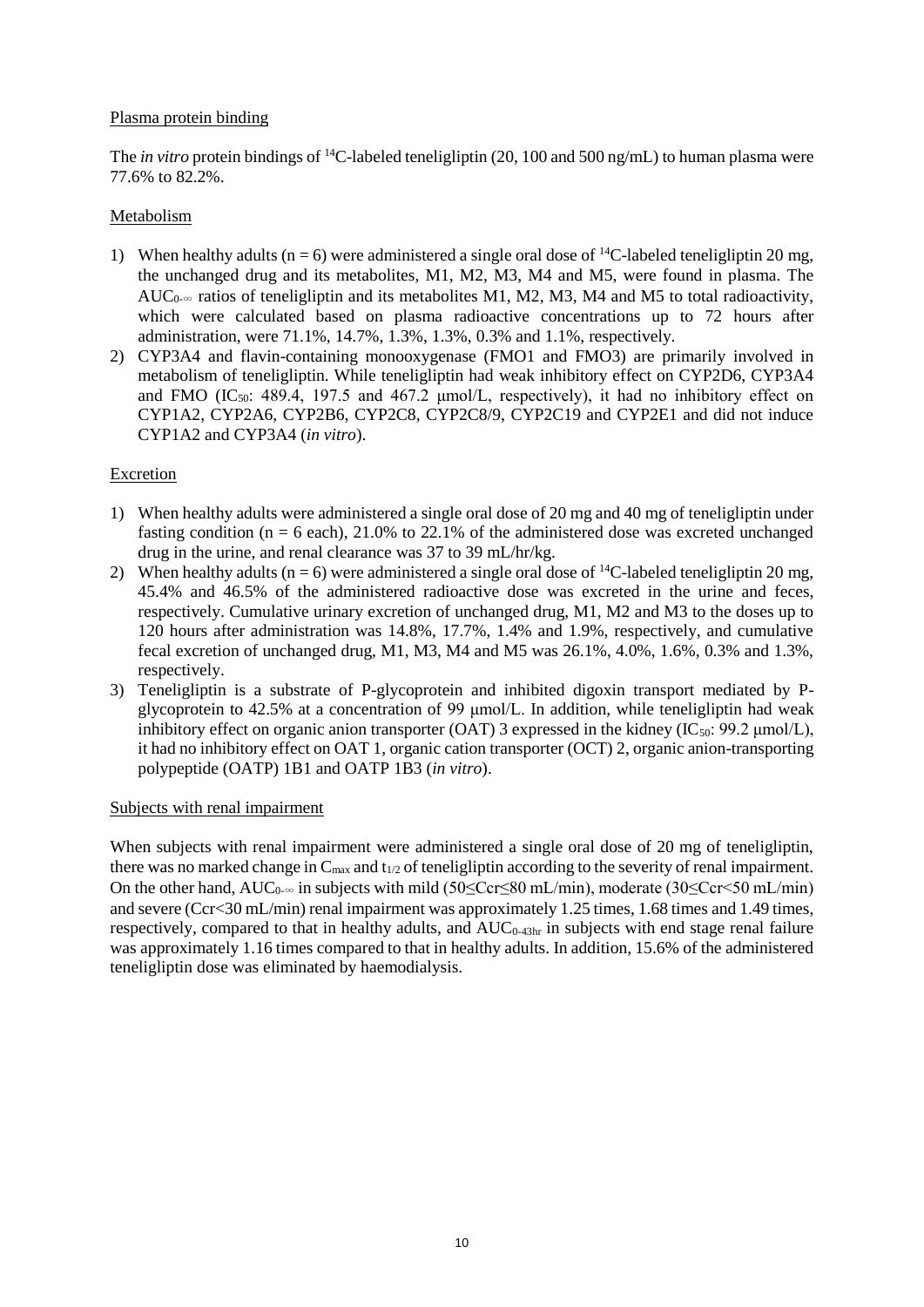Plasma protein binding

The *in vitro* protein bindings of $^{14}C$-labeled teneligliptin (20, 100 and 500 ng/mL) to human plasma were 77.6% to 82.2%.

Metabolism

1) When healthy adults (n = 6) were administered a single oral dose of $^{14}C$-labeled teneligliptin 20 mg, the unchanged drug and its metabolites, M1, M2, M3, M4 and M5, were found in plasma. The $AUC_{0-\infty}$ ratios of teneligliptin and its metabolites M1, M2, M3, M4 and M5 to total radioactivity, which were calculated based on plasma radioactive concentrations up to 72 hours after administration, were 71.1%, 14.7%, 1.3%, 1.3%, 0.3% and 1.1%, respectively.
2) CYP3A4 and flavin-containing monooxygenase (FMO1 and FMO3) are primarily involved in metabolism of teneligliptin. While teneligliptin had weak inhibitory effect on CYP2D6, CYP3A4 and FMO ($IC_{50}$: 489.4, 197.5 and 467.2 μmol/L, respectively), it had no inhibitory effect on CYP1A2, CYP2A6, CYP2B6, CYP2C8, CYP2C8/9, CYP2C19 and CYP2E1 and did not induce CYP1A2 and CYP3A4 (*in vitro*).

Excretion

1) When healthy adults were administered a single oral dose of 20 mg and 40 mg of teneligliptin under fasting condition (n = 6 each), 21.0% to 22.1% of the administered dose was excreted unchanged drug in the urine, and renal clearance was 37 to 39 mL/hr/kg.
2) When healthy adults (n = 6) were administered a single oral dose of $^{14}C$-labeled teneligliptin 20 mg, 45.4% and 46.5% of the administered radioactive dose was excreted in the urine and feces, respectively. Cumulative urinary excretion of unchanged drug, M1, M2 and M3 to the doses up to 120 hours after administration was 14.8%, 17.7%, 1.4% and 1.9%, respectively, and cumulative fecal excretion of unchanged drug, M1, M3, M4 and M5 was 26.1%, 4.0%, 1.6%, 0.3% and 1.3%, respectively.
3) Teneligliptin is a substrate of P-glycoprotein and inhibited digoxin transport mediated by P-glycoprotein to 42.5% at a concentration of 99 μmol/L. In addition, while teneligliptin had weak inhibitory effect on organic anion transporter (OAT) 3 expressed in the kidney ($IC_{50}$: 99.2 μmol/L), it had no inhibitory effect on OAT 1, organic cation transporter (OCT) 2, organic anion-transporting polypeptide (OATP) 1B1 and OATP 1B3 (*in vitro*).

Subjects with renal impairment

When subjects with renal impairment were administered a single oral dose of 20 mg of teneligliptin, there was no marked change in $C_{max}$ and $t_{1/2}$ of teneligliptin according to the severity of renal impairment. On the other hand, $AUC_{0-\infty}$ in subjects with mild ($50 \leq Ccr \leq 80$ mL/min), moderate ($30 \leq Ccr < 50$ mL/min) and severe ($Ccr < 30$ mL/min) renal impairment was approximately 1.25 times, 1.68 times and 1.49 times, respectively, compared to that in healthy adults, and $AUC_{0-43hr}$ in subjects with end stage renal failure was approximately 1.16 times compared to that in healthy adults. In addition, 15.6% of the administered teneligliptin dose was eliminated by haemodialysis.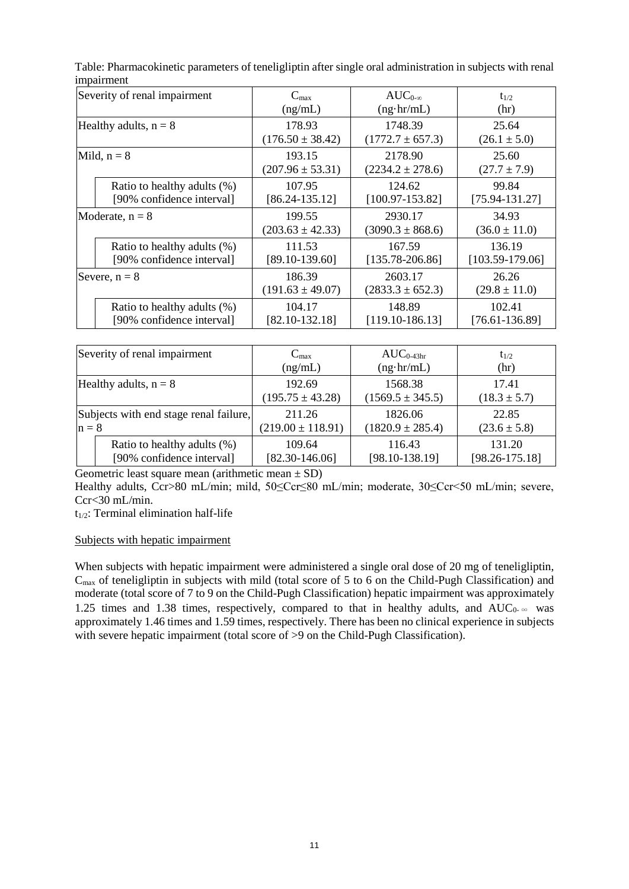Table: Pharmacokinetic parameters of teneligliptin after single oral administration in subjects with renal impairment

| Severity of renal impairment | $C_{max}$ (ng/mL) | $AUC_{0-\infty}$ (ng·hr/mL) | $t_{1/2}$ (hr) |
|---|---|---|---|
| Healthy adults, n = 8 | 178.93 (176.50 ± 38.42) | 1748.39 (1772.7 ± 657.3) | 25.64 (26.1 ± 5.0) |
| Mild, n = 8 | 193.15 (207.96 ± 53.31) | 2178.90 (2234.2 ± 278.6) | 25.60 (27.7 ± 7.9) |
| Ratio to healthy adults (%) [90% confidence interval] | 107.95 [86.24-135.12] | 124.62 [100.97-153.82] | 99.84 [75.94-131.27] |
| Moderate, n = 8 | 199.55 (203.63 ± 42.33) | 2930.17 (3090.3 ± 868.6) | 34.93 (36.0 ± 11.0) |
| Ratio to healthy adults (%) [90% confidence interval] | 111.53 [89.10-139.60] | 167.59 [135.78-206.86] | 136.19 [103.59-179.06] |
| Severe, n = 8 | 186.39 (191.63 ± 49.07) | 2603.17 (2833.3 ± 652.3) | 26.26 (29.8 ± 11.0) |
| Ratio to healthy adults (%) [90% confidence interval] | 104.17 [82.10-132.18] | 148.89 [119.10-186.13] | 102.41 [76.61-136.89] |

| Severity of renal impairment | $C_{max}$ (ng/mL) | $AUC_{0-43hr}$ (ng·hr/mL) | $t_{1/2}$ (hr) |
|---|---|---|---|
| Healthy adults, n = 8 | 192.69 (195.75 ± 43.28) | 1568.38 (1569.5 ± 345.5) | 17.41 (18.3 ± 5.7) |
| Subjects with end stage renal failure, n = 8 | 211.26 (219.00 ± 118.91) | 1826.06 (1820.9 ± 285.4) | 22.85 (23.6 ± 5.8) |
| Ratio to healthy adults (%) [90% confidence interval] | 109.64 [82.30-146.06] | 116.43 [98.10-138.19] | 131.20 [98.26-175.18] |

Geometric least square mean (arithmetic mean ± SD)

Healthy adults, Ccr>80 mL/min; mild, 50≤Ccr≤80 mL/min; moderate, 30≤Ccr<50 mL/min; severe, Ccr<30 mL/min.

$t_{1/2}$: Terminal elimination half-life

Subjects with hepatic impairment

When subjects with hepatic impairment were administered a single oral dose of 20 mg of teneligliptin, $C_{max}$ of teneligliptin in subjects with mild (total score of 5 to 6 on the Child-Pugh Classification) and moderate (total score of 7 to 9 on the Child-Pugh Classification) hepatic impairment was approximately 1.25 times and 1.38 times, respectively, compared to that in healthy adults, and $AUC_{0-\infty}$ was approximately 1.46 times and 1.59 times, respectively. There has been no clinical experience in subjects with severe hepatic impairment (total score of >9 on the Child-Pugh Classification).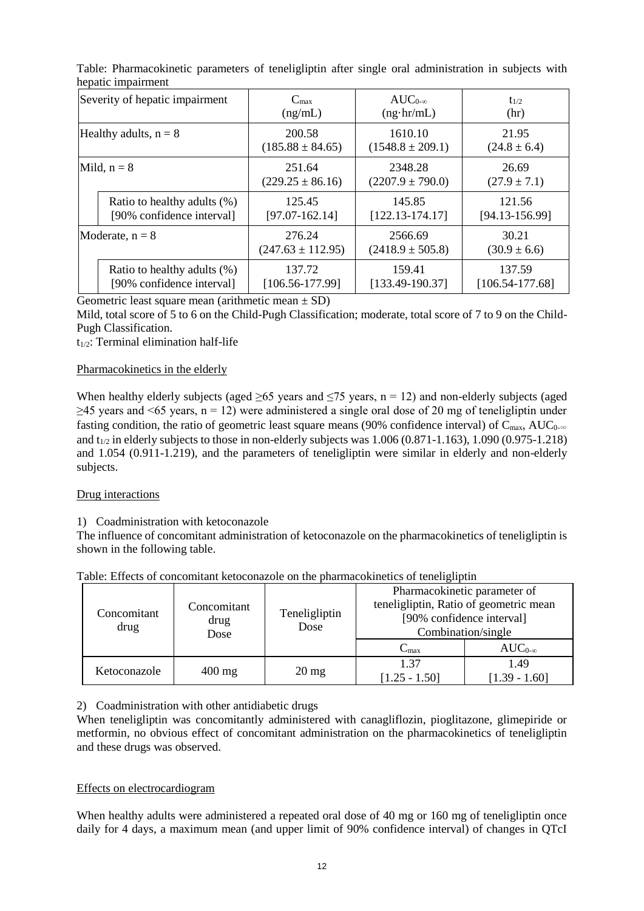Table: Pharmacokinetic parameters of teneligliptin after single oral administration in subjects with hepatic impairment

| Severity of hepatic impairment | $C_{max}$ (ng/mL) | $AUC_{0-\infty}$ (ng·hr/mL) | $t_{1/2}$ (hr) |
|---|---|---|---|
| Healthy adults, n = 8 | 200.58 (185.88 ± 84.65) | 1610.10 (1548.8 ± 209.1) | 21.95 (24.8 ± 6.4) |
| Mild, n = 8 | 251.64 (229.25 ± 86.16) | 2348.28 (2207.9 ± 790.0) | 26.69 (27.9 ± 7.1) |
| Ratio to healthy adults (%) [90% confidence interval] | 125.45 [97.07-162.14] | 145.85 [122.13-174.17] | 121.56 [94.13-156.99] |
| Moderate, n = 8 | 276.24 (247.63 ± 112.95) | 2566.69 (2418.9 ± 505.8) | 30.21 (30.9 ± 6.6) |
| Ratio to healthy adults (%) [90% confidence interval] | 137.72 [106.56-177.99] | 159.41 [133.49-190.37] | 137.59 [106.54-177.68] |

Geometric least square mean (arithmetic mean ± SD)

Mild, total score of 5 to 6 on the Child-Pugh Classification; moderate, total score of 7 to 9 on the Child-Pugh Classification.

$t_{1/2}$: Terminal elimination half-life

Pharmacokinetics in the elderly

When healthy elderly subjects (aged ≥65 years and ≤75 years, n = 12) and non-elderly subjects (aged ≥45 years and <65 years, n = 12) were administered a single oral dose of 20 mg of teneligliptin under fasting condition, the ratio of geometric least square means (90% confidence interval) of $C_{max}$, $AUC_{0-\infty}$ and $t_{1/2}$ in elderly subjects to those in non-elderly subjects was 1.006 (0.871-1.163), 1.090 (0.975-1.218) and 1.054 (0.911-1.219), and the parameters of teneligliptin were similar in elderly and non-elderly subjects.

Drug interactions

1) Coadministration with ketoconazole

The influence of concomitant administration of ketoconazole on the pharmacokinetics of teneligliptin is shown in the following table.

Table: Effects of concomitant ketoconazole on the pharmacokinetics of teneligliptin

| Concomitant drug | Concomitant drug Dose | Teneligliptin Dose | Pharmacokinetic parameter of teneligliptin, Ratio of geometric mean [90% confidence interval] Combination/single | |
|---|---|---|---|---|
| | | | $C_{max}$ | $AUC_{0-\infty}$ |
| Ketoconazole | 400 mg | 20 mg | 1.37 [1.25 - 1.50] | 1.49 [1.39 - 1.60] |

2) Coadministration with other antidiabetic drugs

When teneligliptin was concomitantly administered with canagliflozin, pioglitazone, glimepiride or metformin, no obvious effect of concomitant administration on the pharmacokinetics of teneligliptin and these drugs was observed.

Effects on electrocardiogram

When healthy adults were administered a repeated oral dose of 40 mg or 160 mg of teneligliptin once daily for 4 days, a maximum mean (and upper limit of 90% confidence interval) of changes in QTcI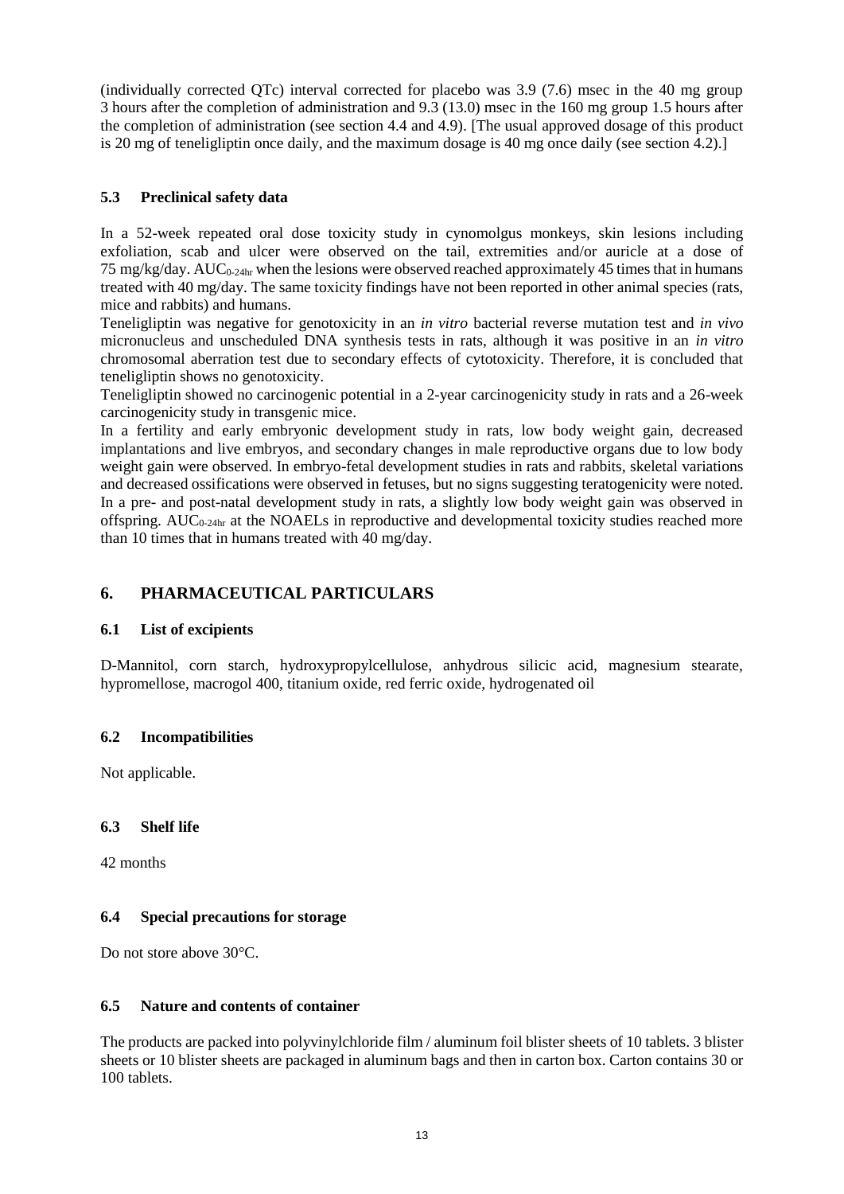(individually corrected QTc) interval corrected for placebo was 3.9 (7.6) msec in the 40 mg group 3 hours after the completion of administration and 9.3 (13.0) msec in the 160 mg group 1.5 hours after the completion of administration (see section 4.4 and 4.9). [The usual approved dosage of this product is 20 mg of teneligliptin once daily, and the maximum dosage is 40 mg once daily (see section 4.2).]

### 5.3 Preclinical safety data

In a 52-week repeated oral dose toxicity study in cynomolgus monkeys, skin lesions including exfoliation, scab and ulcer were observed on the tail, extremities and/or auricle at a dose of 75 mg/kg/day. $AUC_{0\text{-}24hr}$ when the lesions were observed reached approximately 45 times that in humans treated with 40 mg/day. The same toxicity findings have not been reported in other animal species (rats, mice and rabbits) and humans.

Teneligliptin was negative for genotoxicity in an *in vitro* bacterial reverse mutation test and *in vivo* micronucleus and unscheduled DNA synthesis tests in rats, although it was positive in an *in vitro* chromosomal aberration test due to secondary effects of cytotoxicity. Therefore, it is concluded that teneligliptin shows no genotoxicity.

Teneligliptin showed no carcinogenic potential in a 2-year carcinogenicity study in rats and a 26-week carcinogenicity study in transgenic mice.

In a fertility and early embryonic development study in rats, low body weight gain, decreased implantations and live embryos, and secondary changes in male reproductive organs due to low body weight gain were observed. In embryo-fetal development studies in rats and rabbits, skeletal variations and decreased ossifications were observed in fetuses, but no signs suggesting teratogenicity were noted. In a pre- and post-natal development study in rats, a slightly low body weight gain was observed in offspring. $AUC_{0\text{-}24hr}$ at the NOAELs in reproductive and developmental toxicity studies reached more than 10 times that in humans treated with 40 mg/day.

## 6. PHARMACEUTICAL PARTICULARS

### 6.1 List of excipients

D-Mannitol, corn starch, hydroxypropylcellulose, anhydrous silicic acid, magnesium stearate, hypromellose, macrogol 400, titanium oxide, red ferric oxide, hydrogenated oil

### 6.2 Incompatibilities

Not applicable.

### 6.3 Shelf life

42 months

### 6.4 Special precautions for storage

Do not store above 30°C.

### 6.5 Nature and contents of container

The products are packed into polyvinylchloride film / aluminum foil blister sheets of 10 tablets. 3 blister sheets or 10 blister sheets are packaged in aluminum bags and then in carton box. Carton contains 30 or 100 tablets.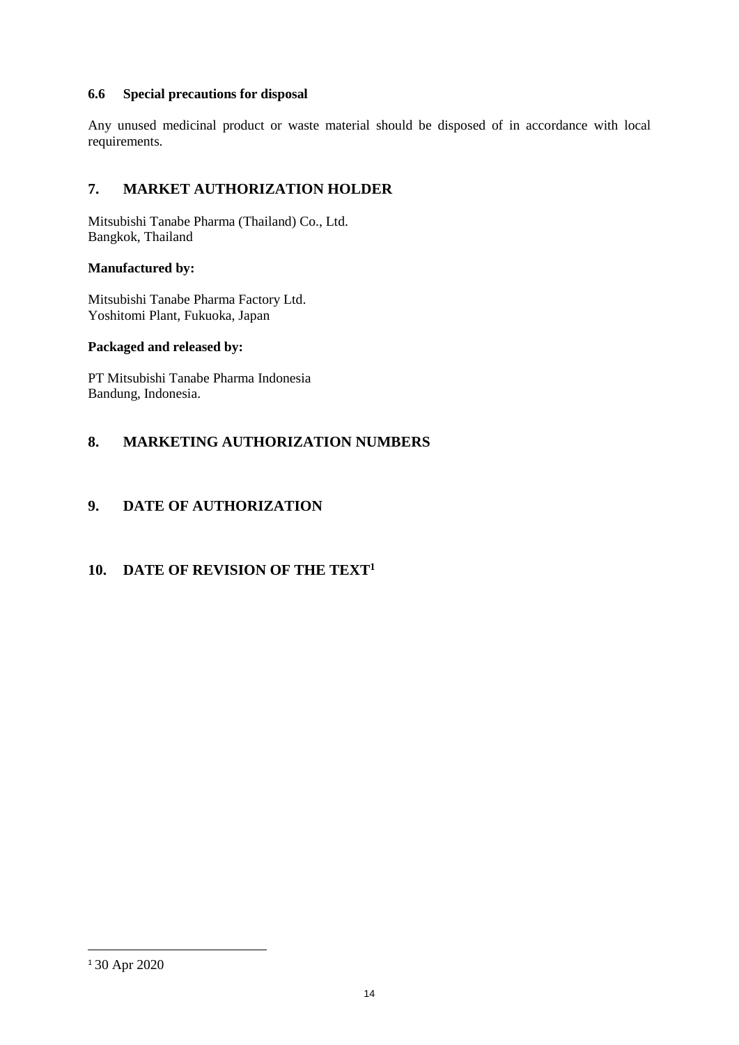### 6.6 Special precautions for disposal

Any unused medicinal product or waste material should be disposed of in accordance with local requirements.

## 7. MARKET AUTHORIZATION HOLDER

Mitsubishi Tanabe Pharma (Thailand) Co., Ltd.
Bangkok, Thailand

**Manufactured by:**

Mitsubishi Tanabe Pharma Factory Ltd.
Yoshitomi Plant, Fukuoka, Japan

**Packaged and released by:**

PT Mitsubishi Tanabe Pharma Indonesia
Bandung, Indonesia.

## 8. MARKETING AUTHORIZATION NUMBERS

## 9. DATE OF AUTHORIZATION

## 10. DATE OF REVISION OF THE TEXT[1]

[1] 30 Apr 2020